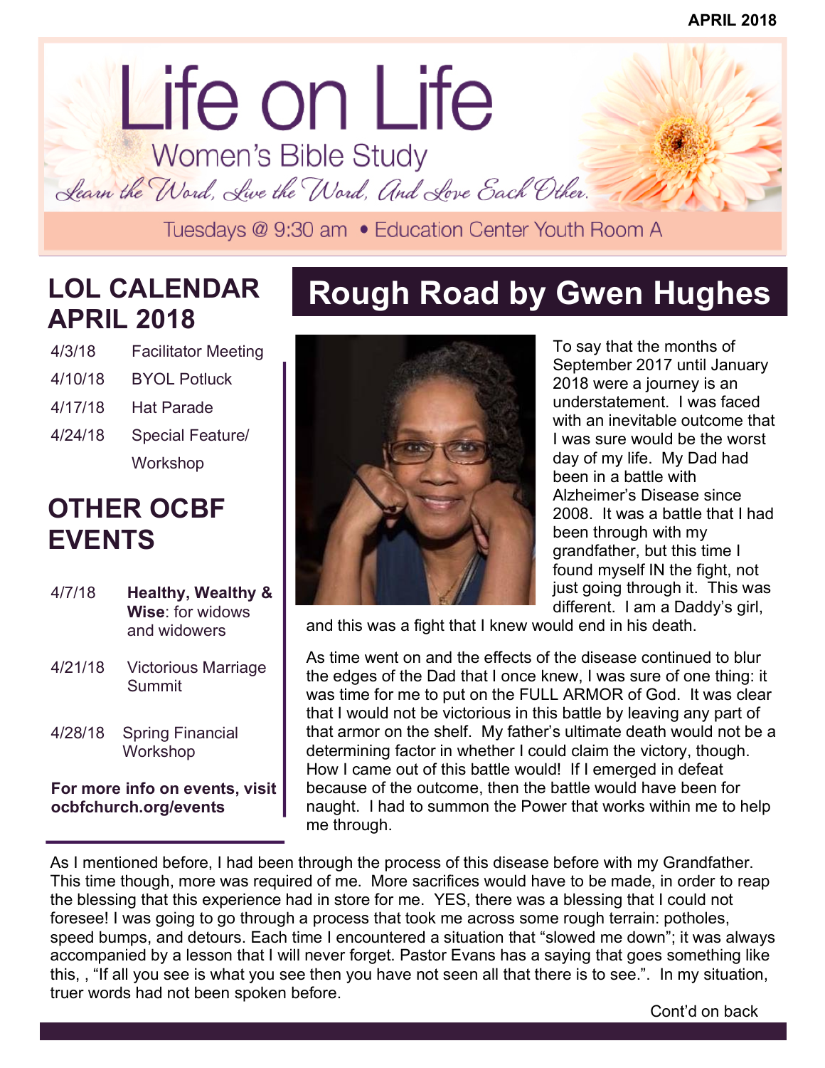APRIL 2018

# Life on Life

## Women's Bible Study

*Learn the Word, Live the Word, And Love Each Other.*

Tuesdays @ 9:30 am • Education Center Youth Room A

## LOL CALENDAR APRIL 2018

| | |
|---|---|
| 4/3/18 | Facilitator Meeting |
| 4/10/18 | BYOL Potluck |
| 4/17/18 | Hat Parade |
| 4/24/18 | Special Feature/ Workshop |

## OTHER OCBF EVENTS

| | |
|---|---|
| 4/7/18 | **Healthy, Wealthy & Wise**: for widows and widowers |
| 4/21/18 | Victorious Marriage Summit |
| 4/28/18 | Spring Financial Workshop |

**For more info on events, visit ocbfchurch.org/events**

# Rough Road by Gwen Hughes

To say that the months of September 2017 until January 2018 were a journey is an understatement. I was faced with an inevitable outcome that I was sure would be the worst day of my life. My Dad had been in a battle with Alzheimer's Disease since 2008. It was a battle that I had been through with my grandfather, but this time I found myself IN the fight, not just going through it. This was different. I am a Daddy's girl, and this was a fight that I knew would end in his death.

As time went on and the effects of the disease continued to blur the edges of the Dad that I once knew, I was sure of one thing: it was time for me to put on the FULL ARMOR of God. It was clear that I would not be victorious in this battle by leaving any part of that armor on the shelf. My father's ultimate death would not be a determining factor in whether I could claim the victory, though. How I came out of this battle would! If I emerged in defeat because of the outcome, then the battle would have been for naught. I had to summon the Power that works within me to help me through.

As I mentioned before, I had been through the process of this disease before with my Grandfather. This time though, more was required of me. More sacrifices would have to be made, in order to reap the blessing that this experience had in store for me. YES, there was a blessing that I could not foresee! I was going to go through a process that took me across some rough terrain: potholes, speed bumps, and detours. Each time I encountered a situation that "slowed me down"; it was always accompanied by a lesson that I will never forget. Pastor Evans has a saying that goes something like this, , "If all you see is what you see then you have not seen all that there is to see.". In my situation, truer words had not been spoken before.

Cont'd on back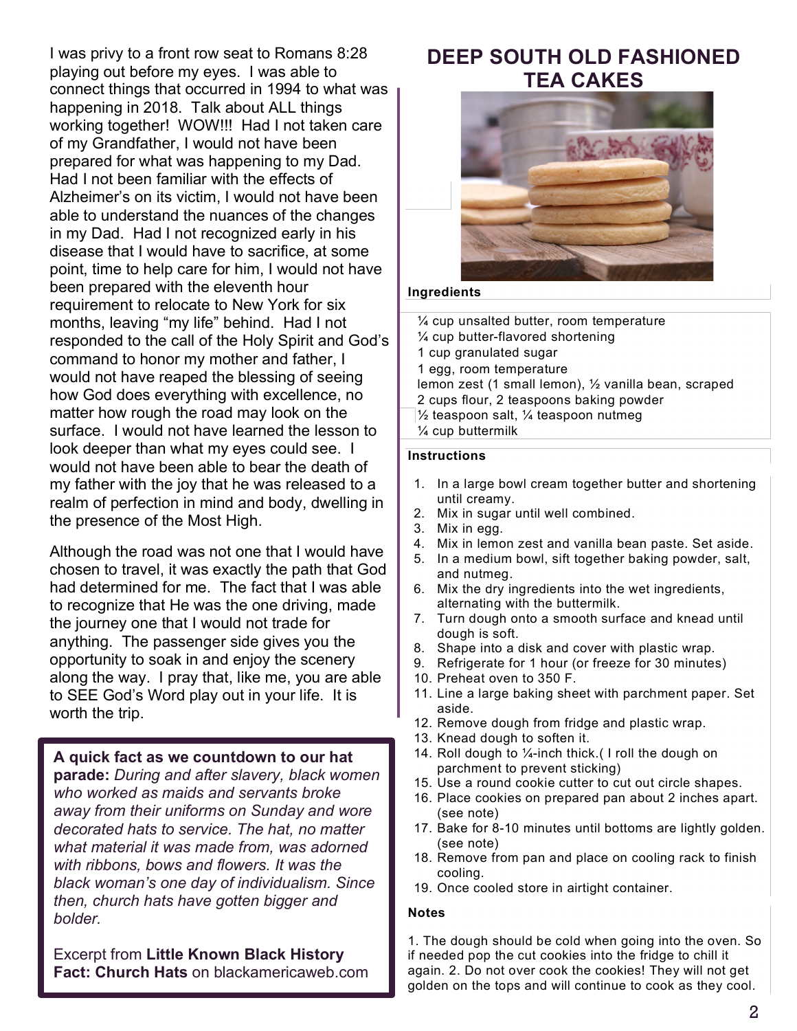I was privy to a front row seat to Romans 8:28 playing out before my eyes. I was able to connect things that occurred in 1994 to what was happening in 2018. Talk about ALL things working together! WOW!!! Had I not taken care of my Grandfather, I would not have been prepared for what was happening to my Dad. Had I not been familiar with the effects of Alzheimer's on its victim, I would not have been able to understand the nuances of the changes in my Dad. Had I not recognized early in his disease that I would have to sacrifice, at some point, time to help care for him, I would not have been prepared with the eleventh hour requirement to relocate to New York for six months, leaving "my life" behind. Had I not responded to the call of the Holy Spirit and God's command to honor my mother and father, I would not have reaped the blessing of seeing how God does everything with excellence, no matter how rough the road may look on the surface. I would not have learned the lesson to look deeper than what my eyes could see. I would not have been able to bear the death of my father with the joy that he was released to a realm of perfection in mind and body, dwelling in the presence of the Most High.

Although the road was not one that I would have chosen to travel, it was exactly the path that God had determined for me. The fact that I was able to recognize that He was the one driving, made the journey one that I would not trade for anything. The passenger side gives you the opportunity to soak in and enjoy the scenery along the way. I pray that, like me, you are able to SEE God's Word play out in your life. It is worth the trip.

**A quick fact as we countdown to our hat parade:** *During and after slavery, black women who worked as maids and servants broke away from their uniforms on Sunday and wore decorated hats to service. The hat, no matter what material it was made from, was adorned with ribbons, bows and flowers. It was the black woman's one day of individualism. Since then, church hats have gotten bigger and bolder.*

Excerpt from **Little Known Black History Fact: Church Hats** on blackamericaweb.com

## DEEP SOUTH OLD FASHIONED TEA CAKES

### Ingredients

- ¼ cup unsalted butter, room temperature
- ¼ cup butter-flavored shortening
- 1 cup granulated sugar
- 1 egg, room temperature
- lemon zest (1 small lemon), ½ vanilla bean, scraped
- 2 cups flour, 2 teaspoons baking powder
- ½ teaspoon salt, ¼ teaspoon nutmeg
- ¼ cup buttermilk

### Instructions

1. In a large bowl cream together butter and shortening until creamy.
2. Mix in sugar until well combined.
3. Mix in egg.
4. Mix in lemon zest and vanilla bean paste. Set aside.
5. In a medium bowl, sift together baking powder, salt, and nutmeg.
6. Mix the dry ingredients into the wet ingredients, alternating with the buttermilk.
7. Turn dough onto a smooth surface and knead until dough is soft.
8. Shape into a disk and cover with plastic wrap.
9. Refrigerate for 1 hour (or freeze for 30 minutes)
10. Preheat oven to 350 F.
11. Line a large baking sheet with parchment paper. Set aside.
12. Remove dough from fridge and plastic wrap.
13. Knead dough to soften it.
14. Roll dough to ¼-inch thick.( I roll the dough on parchment to prevent sticking)
15. Use a round cookie cutter to cut out circle shapes.
16. Place cookies on prepared pan about 2 inches apart. (see note)
17. Bake for 8-10 minutes until bottoms are lightly golden. (see note)
18. Remove from pan and place on cooling rack to finish cooling.
19. Once cooled store in airtight container.

### Notes

1. The dough should be cold when going into the oven. So if needed pop the cut cookies into the fridge to chill it again. 2. Do not over cook the cookies! They will not get golden on the tops and will continue to cook as they cool.